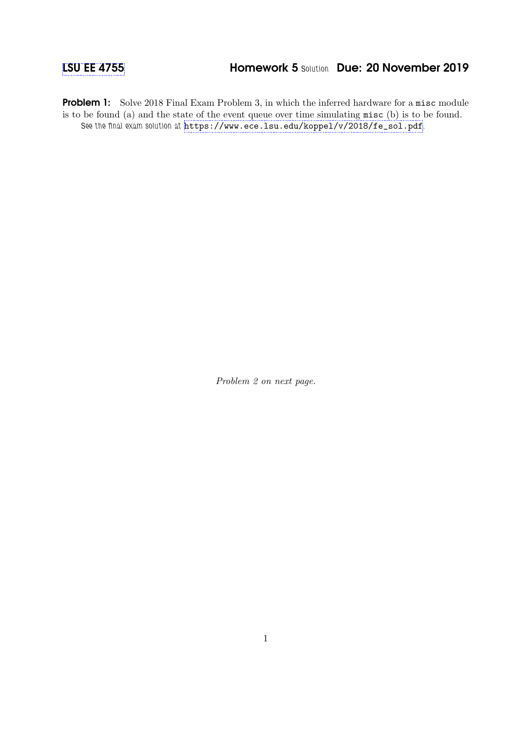# LSU EE 4755 Homework 5 Solution Due: 20 November 2019

**Problem 1:** Solve 2018 Final Exam Problem 3, in which the inferred hardware for a `misc` module is to be found (a) and the state of the event queue over time simulating `misc` (b) is to be found.

*See the final exam solution at* https://www.ece.lsu.edu/koppel/v/2018/fe_sol.pdf.

*Problem 2 on next page.*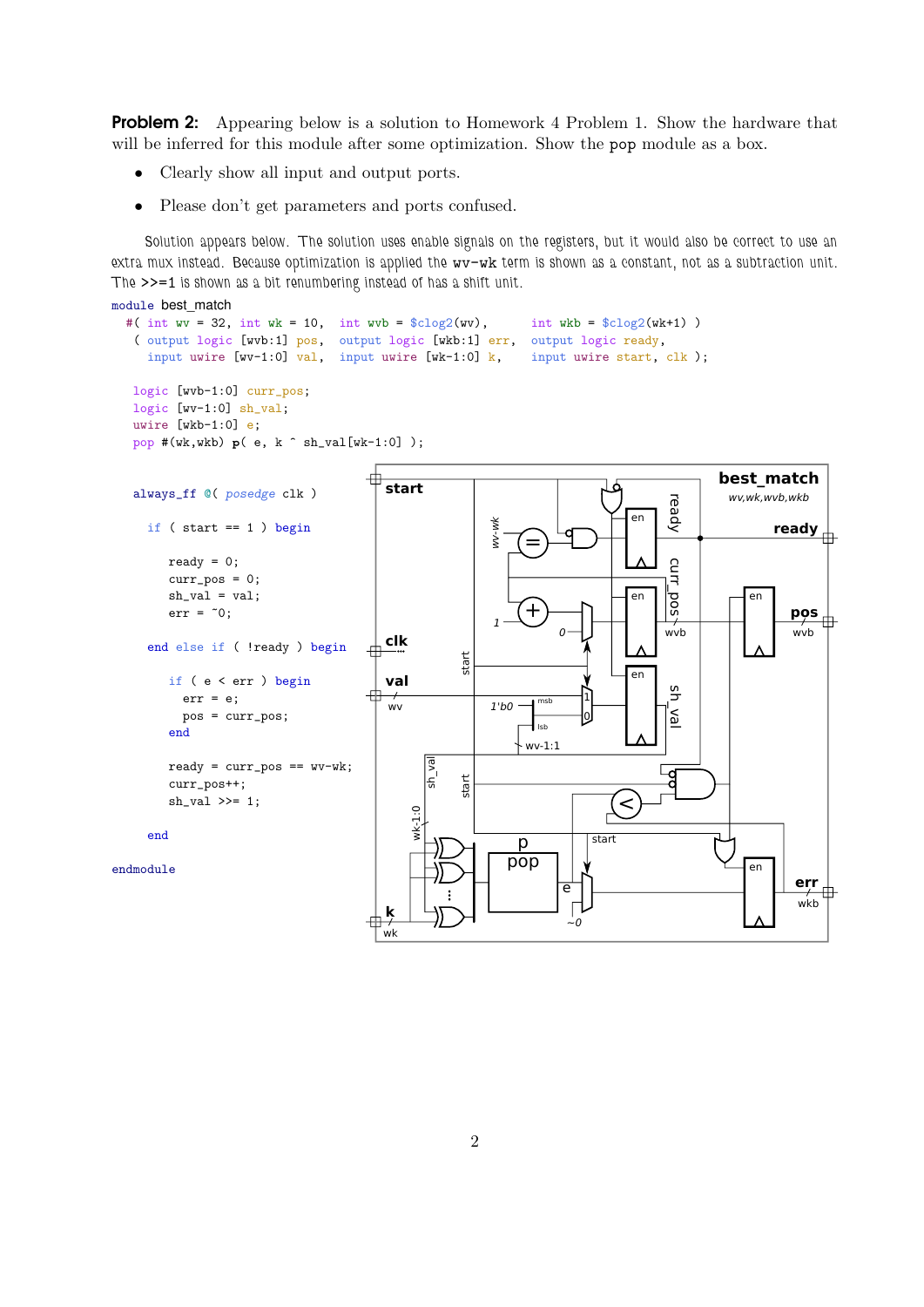**Problem 2:** Appearing below is a solution to Homework 4 Problem 1. Show the hardware that will be inferred for this module after some optimization. Show the pop module as a box.

- Clearly show all input and output ports.
- Please don't get parameters and ports confused.

Solution appears below. The solution uses enable signals on the registers, but it would also be correct to use an extra mux instead. Because optimization is applied the `wv-wk` term is shown as a constant, not as a subtraction unit. The `>>=1` is shown as a bit renumbering instead of has a shift unit.

```
module best_match
  #( int wv = 32, int wk = 10,  int wvb = $clog2(wv),      int wkb = $clog2(wk+1) )
   ( output logic [wvb:1] pos,  output logic [wkb:1] err,  output logic ready,
     input uwire [wv-1:0] val,  input uwire [wk-1:0] k,    input uwire start, clk );

   logic [wvb-1:0] curr_pos;
   logic [wv-1:0] sh_val;
   uwire [wkb-1:0] e;
   pop #(wk,wkb) p( e, k ^ sh_val[wk-1:0] );

   always_ff @( posedge clk )

     if ( start == 1 ) begin

        ready = 0;
        curr_pos = 0;
        sh_val = val;
        err = ~0;

     end else if ( !ready ) begin

        if ( e < err ) begin
          err = e;
          pos = curr_pos;
        end

        ready = curr_pos == wv-wk;
        curr_pos++;
        sh_val >>= 1;

     end

endmodule
```

best_match
wv,wk,wvb,wkb
start
ready
clk
val
wv
k
wk
pos
wvb
err
wkb
wv-wk
=
+
1
0
en
ready
curr_pos
wvb
start
1'b0
msb
lsb
wv-1:1
1
0
sh_val
<
sh_val
wk-1:0
start
p
pop
e
start
~0